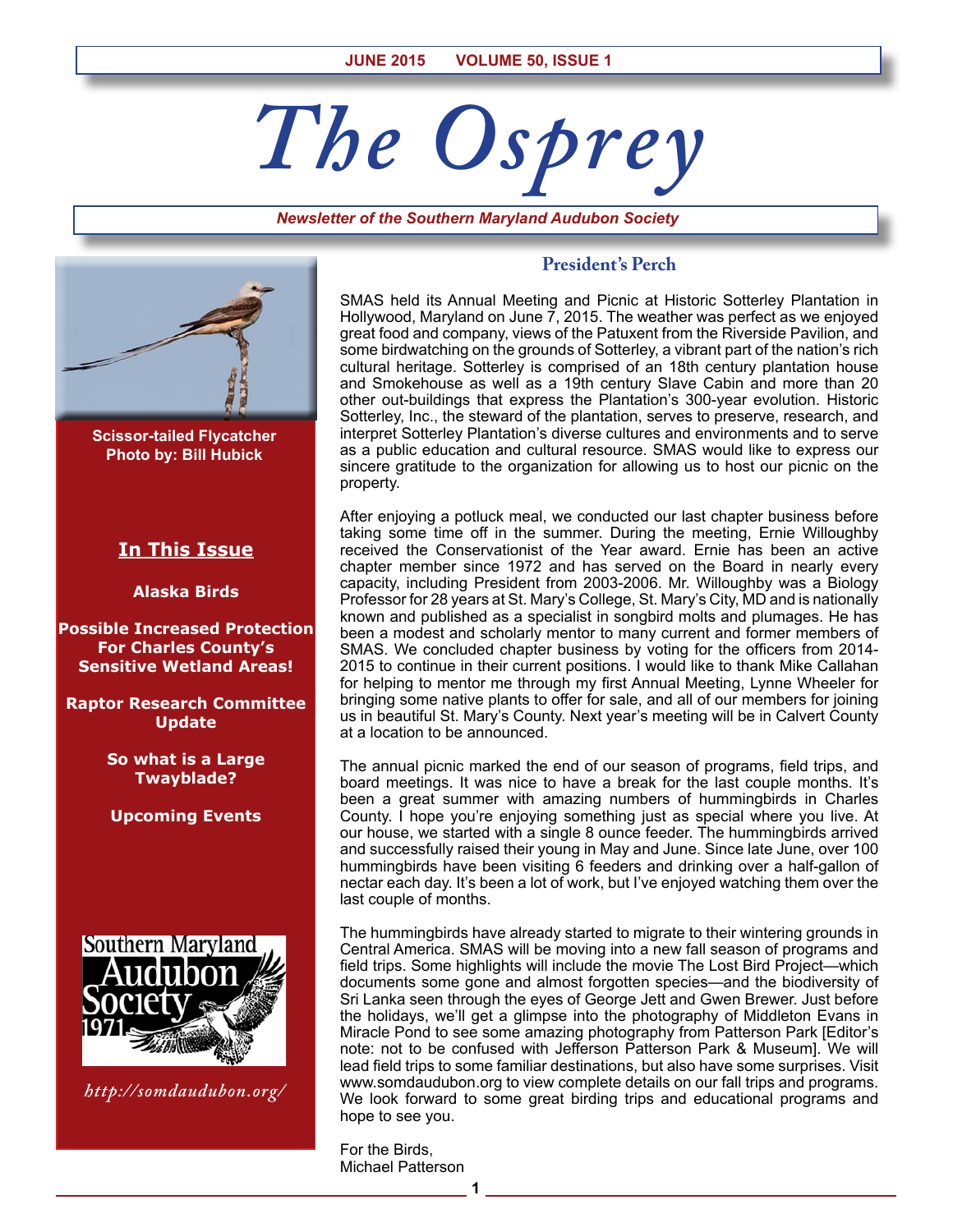# The Osprey

*Newsletter of the Southern Maryland Audubon Society*

Scissor-tailed Flycatcher
Photo by: Bill Hubick

## In This Issue

- Alaska Birds
- Possible Increased Protection For Charles County's Sensitive Wetland Areas!
- Raptor Research Committee Update
- So what is a Large Twayblade?
- Upcoming Events

*http://somdaudubon.org/*

## President's Perch

SMAS held its Annual Meeting and Picnic at Historic Sotterley Plantation in Hollywood, Maryland on June 7, 2015. The weather was perfect as we enjoyed great food and company, views of the Patuxent from the Riverside Pavilion, and some birdwatching on the grounds of Sotterley, a vibrant part of the nation's rich cultural heritage. Sotterley is comprised of an 18th century plantation house and Smokehouse as well as a 19th century Slave Cabin and more than 20 other out-buildings that express the Plantation's 300-year evolution. Historic Sotterley, Inc., the steward of the plantation, serves to preserve, research, and interpret Sotterley Plantation's diverse cultures and environments and to serve as a public education and cultural resource. SMAS would like to express our sincere gratitude to the organization for allowing us to host our picnic on the property.

After enjoying a potluck meal, we conducted our last chapter business before taking some time off in the summer. During the meeting, Ernie Willoughby received the Conservationist of the Year award. Ernie has been an active chapter member since 1972 and has served on the Board in nearly every capacity, including President from 2003-2006. Mr. Willoughby was a Biology Professor for 28 years at St. Mary's College, St. Mary's City, MD and is nationally known and published as a specialist in songbird molts and plumages. He has been a modest and scholarly mentor to many current and former members of SMAS. We concluded chapter business by voting for the officers from 2014-2015 to continue in their current positions. I would like to thank Mike Callahan for helping to mentor me through my first Annual Meeting, Lynne Wheeler for bringing some native plants to offer for sale, and all of our members for joining us in beautiful St. Mary's County. Next year's meeting will be in Calvert County at a location to be announced.

The annual picnic marked the end of our season of programs, field trips, and board meetings. It was nice to have a break for the last couple months. It's been a great summer with amazing numbers of hummingbirds in Charles County. I hope you're enjoying something just as special where you live. At our house, we started with a single 8 ounce feeder. The hummingbirds arrived and successfully raised their young in May and June. Since late June, over 100 hummingbirds have been visiting 6 feeders and drinking over a half-gallon of nectar each day. It's been a lot of work, but I've enjoyed watching them over the last couple of months.

The hummingbirds have already started to migrate to their wintering grounds in Central America. SMAS will be moving into a new fall season of programs and field trips. Some highlights will include the movie The Lost Bird Project—which documents some gone and almost forgotten species—and the biodiversity of Sri Lanka seen through the eyes of George Jett and Gwen Brewer. Just before the holidays, we'll get a glimpse into the photography of Middleton Evans in Miracle Pond to see some amazing photography from Patterson Park [Editor's note: not to be confused with Jefferson Patterson Park & Museum]. We will lead field trips to some familiar destinations, but also have some surprises. Visit www.somdaudubon.org to view complete details on our fall trips and programs. We look forward to some great birding trips and educational programs and hope to see you.

For the Birds,
Michael Patterson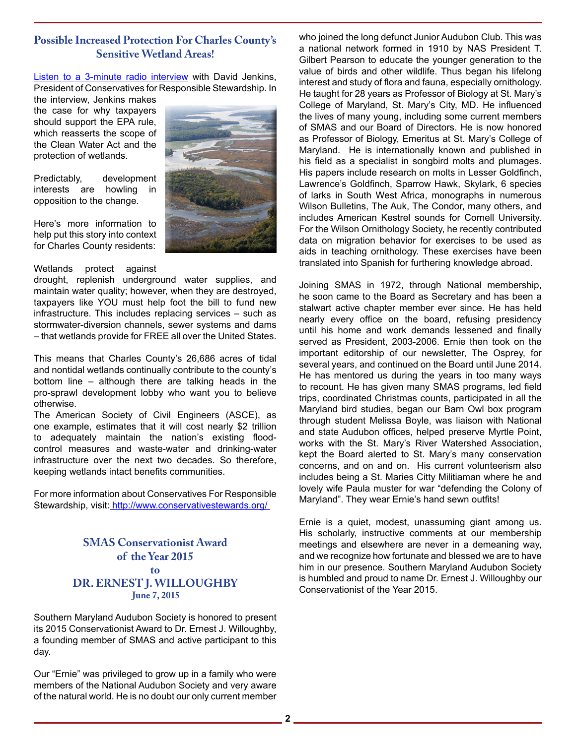## Possible Increased Protection For Charles County's Sensitive Wetland Areas!

Listen to a 3-minute radio interview with David Jenkins, President of Conservatives for Responsible Stewardship. In the interview, Jenkins makes the case for why taxpayers should support the EPA rule, which reasserts the scope of the Clean Water Act and the protection of wetlands.

Predictably, development interests are howling in opposition to the change.

Here's more information to help put this story into context for Charles County residents:

Wetlands protect against drought, replenish underground water supplies, and maintain water quality; however, when they are destroyed, taxpayers like YOU must help foot the bill to fund new infrastructure. This includes replacing services – such as stormwater-diversion channels, sewer systems and dams – that wetlands provide for FREE all over the United States.

This means that Charles County's 26,686 acres of tidal and nontidal wetlands continually contribute to the county's bottom line – although there are talking heads in the pro-sprawl development lobby who want you to believe otherwise.

The American Society of Civil Engineers (ASCE), as one example, estimates that it will cost nearly $2 trillion to adequately maintain the nation's flood-control measures and waste-water and drinking-water infrastructure over the next two decades. So therefore, keeping wetlands intact benefits communities.

For more information about Conservatives For Responsible Stewardship, visit: http://www.conservativestewards.org/

## SMAS Conservationist Award of the Year 2015 to DR. ERNEST J. WILLOUGHBY

**June 7, 2015**

Southern Maryland Audubon Society is honored to present its 2015 Conservationist Award to Dr. Ernest J. Willoughby, a founding member of SMAS and active participant to this day.

Our "Ernie" was privileged to grow up in a family who were members of the National Audubon Society and very aware of the natural world. He is no doubt our only current member who joined the long defunct Junior Audubon Club. This was a national network formed in 1910 by NAS President T. Gilbert Pearson to educate the younger generation to the value of birds and other wildlife. Thus began his lifelong interest and study of flora and fauna, especially ornithology. He taught for 28 years as Professor of Biology at St. Mary's College of Maryland, St. Mary's City, MD. He influenced the lives of many young, including some current members of SMAS and our Board of Directors. He is now honored as Professor of Biology, Emeritus at St. Mary's College of Maryland. He is internationally known and published in his field as a specialist in songbird molts and plumages. His papers include research on molts in Lesser Goldfinch, Lawrence's Goldfinch, Sparrow Hawk, Skylark, 6 species of larks in South West Africa, monographs in numerous Wilson Bulletins, The Auk, The Condor, many others, and includes American Kestrel sounds for Cornell University. For the Wilson Ornithology Society, he recently contributed data on migration behavior for exercises to be used as aids in teaching ornithology. These exercises have been translated into Spanish for furthering knowledge abroad.

Joining SMAS in 1972, through National membership, he soon came to the Board as Secretary and has been a stalwart active chapter member ever since. He has held nearly every office on the board, refusing presidency until his home and work demands lessened and finally served as President, 2003-2006. Ernie then took on the important editorship of our newsletter, The Osprey, for several years, and continued on the Board until June 2014. He has mentored us during the years in too many ways to recount. He has given many SMAS programs, led field trips, coordinated Christmas counts, participated in all the Maryland bird studies, began our Barn Owl box program through student Melissa Boyle, was liaison with National and state Audubon offices, helped preserve Myrtle Point, works with the St. Mary's River Watershed Association, kept the Board alerted to St. Mary's many conservation concerns, and on and on. His current volunteerism also includes being a St. Maries Citty Militiaman where he and lovely wife Paula muster for war "defending the Colony of Maryland". They wear Ernie's hand sewn outfits!

Ernie is a quiet, modest, unassuming giant among us. His scholarly, instructive comments at our membership meetings and elsewhere are never in a demeaning way, and we recognize how fortunate and blessed we are to have him in our presence. Southern Maryland Audubon Society is humbled and proud to name Dr. Ernest J. Willoughby our Conservationist of the Year 2015.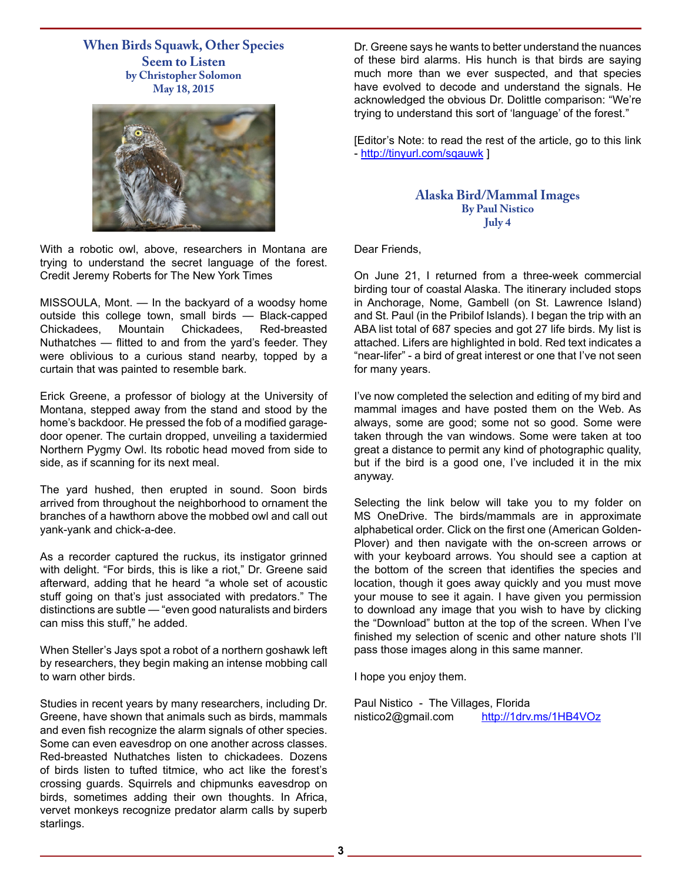## When Birds Squawk, Other Species Seem to Listen

**by Christopher Solomon**
**May 18, 2015**

With a robotic owl, above, researchers in Montana are trying to understand the secret language of the forest. Credit Jeremy Roberts for The New York Times

MISSOULA, Mont. — In the backyard of a woodsy home outside this college town, small birds — Black-capped Chickadees, Mountain Chickadees, Red-breasted Nuthatches — flitted to and from the yard's feeder. They were oblivious to a curious stand nearby, topped by a curtain that was painted to resemble bark.

Erick Greene, a professor of biology at the University of Montana, stepped away from the stand and stood by the home's backdoor. He pressed the fob of a modified garage-door opener. The curtain dropped, unveiling a taxidermied Northern Pygmy Owl. Its robotic head moved from side to side, as if scanning for its next meal.

The yard hushed, then erupted in sound. Soon birds arrived from throughout the neighborhood to ornament the branches of a hawthorn above the mobbed owl and call out yank-yank and chick-a-dee.

As a recorder captured the ruckus, its instigator grinned with delight. "For birds, this is like a riot," Dr. Greene said afterward, adding that he heard "a whole set of acoustic stuff going on that's just associated with predators." The distinctions are subtle — "even good naturalists and birders can miss this stuff," he added.

When Steller's Jays spot a robot of a northern goshawk left by researchers, they begin making an intense mobbing call to warn other birds.

Studies in recent years by many researchers, including Dr. Greene, have shown that animals such as birds, mammals and even fish recognize the alarm signals of other species. Some can even eavesdrop on one another across classes. Red-breasted Nuthatches listen to chickadees. Dozens of birds listen to tufted titmice, who act like the forest's crossing guards. Squirrels and chipmunks eavesdrop on birds, sometimes adding their own thoughts. In Africa, vervet monkeys recognize predator alarm calls by superb starlings.

Dr. Greene says he wants to better understand the nuances of these bird alarms. His hunch is that birds are saying much more than we ever suspected, and that species have evolved to decode and understand the signals. He acknowledged the obvious Dr. Dolittle comparison: "We're trying to understand this sort of 'language' of the forest."

[Editor's Note: to read the rest of the article, go to this link - http://tinyurl.com/sqauwk ]

## Alaska Bird/Mammal Images

**By Paul Nistico**
**July 4**

Dear Friends,

On June 21, I returned from a three-week commercial birding tour of coastal Alaska. The itinerary included stops in Anchorage, Nome, Gambell (on St. Lawrence Island) and St. Paul (in the Pribilof Islands). I began the trip with an ABA list total of 687 species and got 27 life birds. My list is attached. Lifers are highlighted in bold. Red text indicates a "near-lifer" - a bird of great interest or one that I've not seen for many years.

I've now completed the selection and editing of my bird and mammal images and have posted them on the Web. As always, some are good; some not so good. Some were taken through the van windows. Some were taken at too great a distance to permit any kind of photographic quality, but if the bird is a good one, I've included it in the mix anyway.

Selecting the link below will take you to my folder on MS OneDrive. The birds/mammals are in approximate alphabetical order. Click on the first one (American Golden-Plover) and then navigate with the on-screen arrows or with your keyboard arrows. You should see a caption at the bottom of the screen that identifies the species and location, though it goes away quickly and you must move your mouse to see it again. I have given you permission to download any image that you wish to have by clicking the "Download" button at the top of the screen. When I've finished my selection of scenic and other nature shots I'll pass those images along in this same manner.

I hope you enjoy them.

Paul Nistico - The Villages, Florida
nistico2@gmail.com http://1drv.ms/1HB4VOz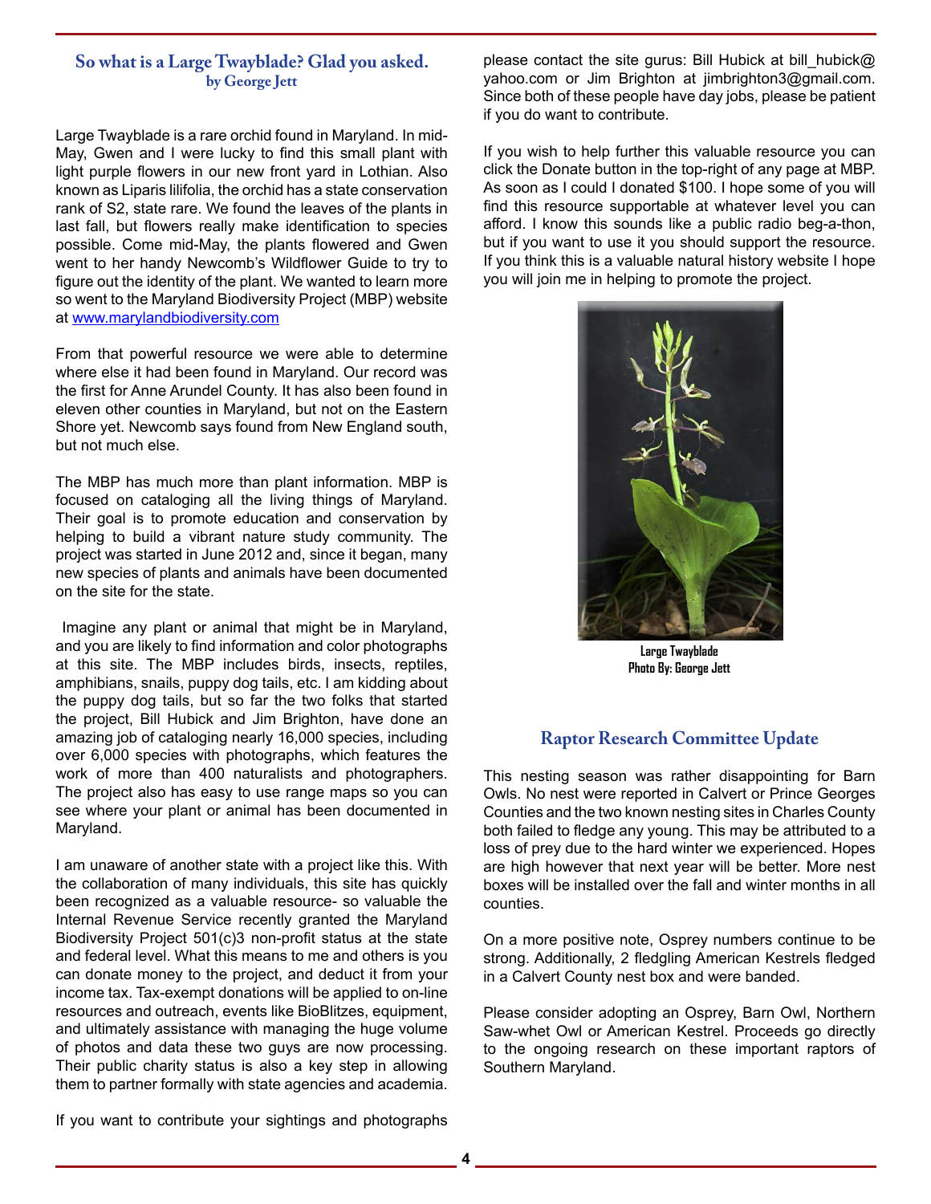## So what is a Large Twayblade? Glad you asked.

**by George Jett**

Large Twayblade is a rare orchid found in Maryland. In mid-May, Gwen and I were lucky to find this small plant with light purple flowers in our new front yard in Lothian. Also known as Liparis lilifolia, the orchid has a state conservation rank of S2, state rare. We found the leaves of the plants in last fall, but flowers really make identification to species possible. Come mid-May, the plants flowered and Gwen went to her handy Newcomb's Wildflower Guide to try to figure out the identity of the plant. We wanted to learn more so went to the Maryland Biodiversity Project (MBP) website at www.marylandbiodiversity.com

From that powerful resource we were able to determine where else it had been found in Maryland. Our record was the first for Anne Arundel County. It has also been found in eleven other counties in Maryland, but not on the Eastern Shore yet. Newcomb says found from New England south, but not much else.

The MBP has much more than plant information. MBP is focused on cataloging all the living things of Maryland. Their goal is to promote education and conservation by helping to build a vibrant nature study community. The project was started in June 2012 and, since it began, many new species of plants and animals have been documented on the site for the state.

Imagine any plant or animal that might be in Maryland, and you are likely to find information and color photographs at this site. The MBP includes birds, insects, reptiles, amphibians, snails, puppy dog tails, etc. I am kidding about the puppy dog tails, but so far the two folks that started the project, Bill Hubick and Jim Brighton, have done an amazing job of cataloging nearly 16,000 species, including over 6,000 species with photographs, which features the work of more than 400 naturalists and photographers. The project also has easy to use range maps so you can see where your plant or animal has been documented in Maryland.

I am unaware of another state with a project like this. With the collaboration of many individuals, this site has quickly been recognized as a valuable resource- so valuable the Internal Revenue Service recently granted the Maryland Biodiversity Project 501(c)3 non-profit status at the state and federal level. What this means to me and others is you can donate money to the project, and deduct it from your income tax. Tax-exempt donations will be applied to on-line resources and outreach, events like BioBlitzes, equipment, and ultimately assistance with managing the huge volume of photos and data these two guys are now processing. Their public charity status is also a key step in allowing them to partner formally with state agencies and academia.

If you want to contribute your sightings and photographs please contact the site gurus: Bill Hubick at bill_hubick@yahoo.com or Jim Brighton at jimbrighton3@gmail.com. Since both of these people have day jobs, please be patient if you do want to contribute.

If you wish to help further this valuable resource you can click the Donate button in the top-right of any page at MBP. As soon as I could I donated $100. I hope some of you will find this resource supportable at whatever level you can afford. I know this sounds like a public radio beg-a-thon, but if you want to use it you should support the resource. If you think this is a valuable natural history website I hope you will join me in helping to promote the project.

**Large Twayblade**
**Photo By: George Jett**

## Raptor Research Committee Update

This nesting season was rather disappointing for Barn Owls. No nest were reported in Calvert or Prince Georges Counties and the two known nesting sites in Charles County both failed to fledge any young. This may be attributed to a loss of prey due to the hard winter we experienced. Hopes are high however that next year will be better. More nest boxes will be installed over the fall and winter months in all counties.

On a more positive note, Osprey numbers continue to be strong. Additionally, 2 fledgling American Kestrels fledged in a Calvert County nest box and were banded.

Please consider adopting an Osprey, Barn Owl, Northern Saw-whet Owl or American Kestrel. Proceeds go directly to the ongoing research on these important raptors of Southern Maryland.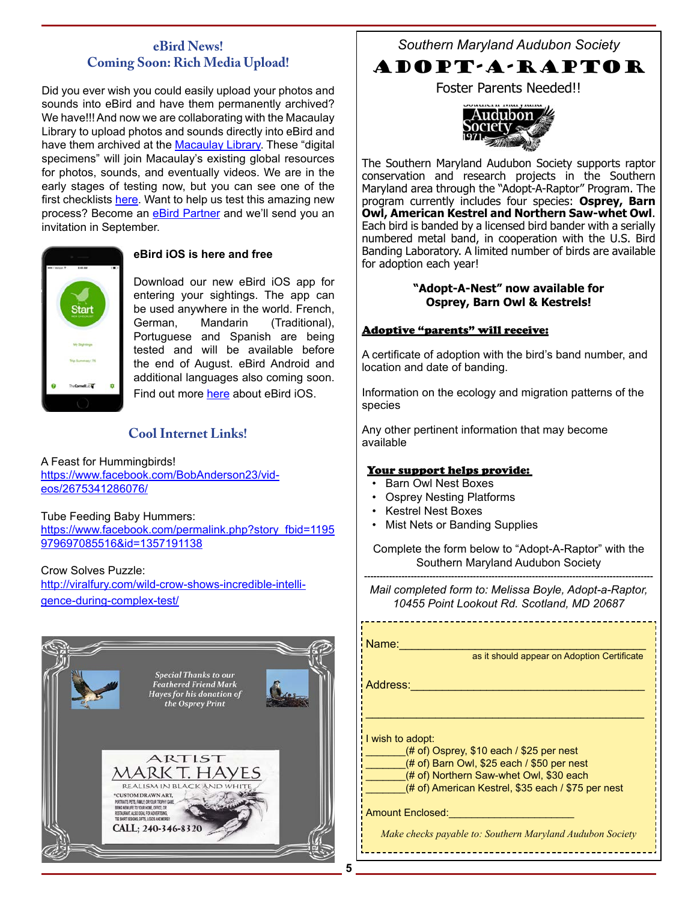## eBird News!
## Coming Soon: Rich Media Upload!

Did you ever wish you could easily upload your photos and sounds into eBird and have them permanently archived? We have!!! And now we are collaborating with the Macaulay Library to upload photos and sounds directly into eBird and have them archived at the Macaulay Library. These "digital specimens" will join Macaulay's existing global resources for photos, sounds, and eventually videos. We are in the early stages of testing now, but you can see one of the first checklists here. Want to help us test this amazing new process? Become an eBird Partner and we'll send you an invitation in September.

### eBird iOS is here and free

Download our new eBird iOS app for entering your sightings. The app can be used anywhere in the world. French, German, Mandarin (Traditional), Portuguese and Spanish are being tested and will be available before the end of August. eBird Android and additional languages also coming soon. Find out more here about eBird iOS.

## Cool Internet Links!

A Feast for Hummingbirds!
https://www.facebook.com/BobAnderson23/videos/2675341286076/

Tube Feeding Baby Hummers:
https://www.facebook.com/permalink.php?story_fbid=1195979697085516&id=1357191138

Crow Solves Puzzle:
http://viralfury.com/wild-crow-shows-incredible-intelligence-during-complex-test/

*Special Thanks to our Feathered Friend Mark Hayes for his donation of the Osprey Print*

ARTIST
MARK T. HAYES
REALISM IN BLACK AND WHITE
*CUSTOM DRAWN ART, PORTRAITS PETS, FAMILY, OR YOUR TROPHY GAME. BRING NEW LIFE TO YOUR HOME, OFFICE, OR RESTAURANT. ALSO IDEAL FOR ADVERTISING, TEE SHIRT DESIGNS, GIFTS, LOGOS AND MORE!!
CALL: 240-346-8320

---

*Southern Maryland Audubon Society*

# ADOPT-A-RAPTOR

Foster Parents Needed!!

The Southern Maryland Audubon Society supports raptor conservation and research projects in the Southern Maryland area through the "Adopt-A-Raptor" Program. The program currently includes four species: **Osprey, Barn Owl, American Kestrel and Northern Saw-whet Owl**. Each bird is banded by a licensed bird bander with a serially numbered metal band, in cooperation with the U.S. Bird Banding Laboratory. A limited number of birds are available for adoption each year!

**"Adopt-A-Nest" now available for Osprey, Barn Owl & Kestrels!**

**Adoptive "parents" will receive:**

A certificate of adoption with the bird's band number, and location and date of banding.

Information on the ecology and migration patterns of the species

Any other pertinent information that may become available

**Your support helps provide:**

- Barn Owl Nest Boxes
- Osprey Nesting Platforms
- Kestrel Nest Boxes
- Mist Nets or Banding Supplies

Complete the form below to "Adopt-A-Raptor" with the Southern Maryland Audubon Society

*Mail completed form to: Melissa Boyle, Adopt-a-Raptor, 10455 Point Lookout Rd. Scotland, MD 20687*

Name:____________________________________________
as it should appear on Adoption Certificate

Address:__________________________________________

__________________________________________________

I wish to adopt:
_______(# of) Osprey, $10 each / $25 per nest
_______(# of) Barn Owl, $25 each / $50 per nest
_______(# of) Northern Saw-whet Owl, $30 each
_______(# of) American Kestrel, $35 each / $75 per nest

Amount Enclosed:_____________________

*Make checks payable to: Southern Maryland Audubon Society*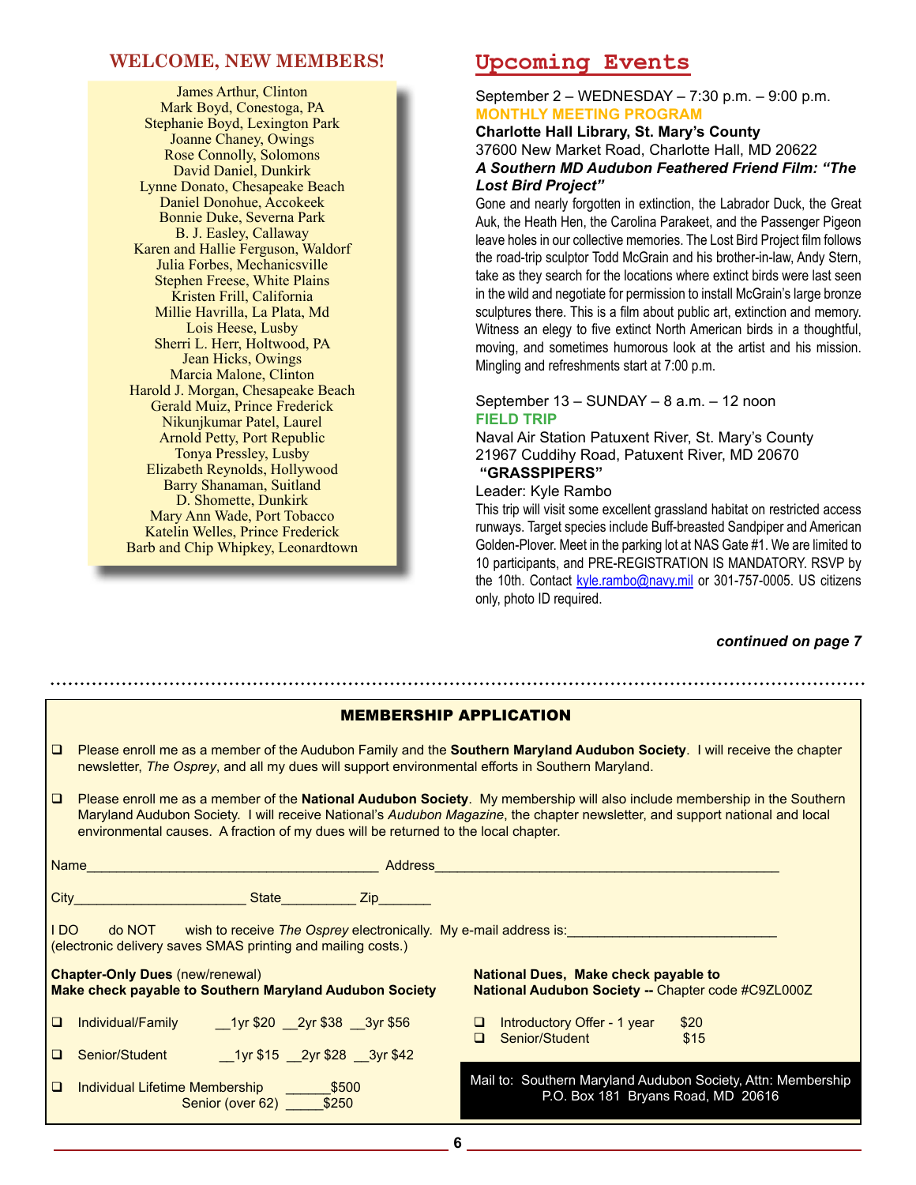## WELCOME, NEW MEMBERS!

James Arthur, Clinton
Mark Boyd, Conestoga, PA
Stephanie Boyd, Lexington Park
Joanne Chaney, Owings
Rose Connolly, Solomons
David Daniel, Dunkirk
Lynne Donato, Chesapeake Beach
Daniel Donohue, Accokeek
Bonnie Duke, Severna Park
B. J. Easley, Callaway
Karen and Hallie Ferguson, Waldorf
Julia Forbes, Mechanicsville
Stephen Freese, White Plains
Kristen Frill, California
Millie Havrilla, La Plata, Md
Lois Heese, Lusby
Sherri L. Herr, Holtwood, PA
Jean Hicks, Owings
Marcia Malone, Clinton
Harold J. Morgan, Chesapeake Beach
Gerald Muiz, Prince Frederick
Nikunjkumar Patel, Laurel
Arnold Petty, Port Republic
Tonya Pressley, Lusby
Elizabeth Reynolds, Hollywood
Barry Shanaman, Suitland
D. Shomette, Dunkirk
Mary Ann Wade, Port Tobacco
Katelin Welles, Prince Frederick
Barb and Chip Whipkey, Leonardtown

## Upcoming Events

September 2 – WEDNESDAY – 7:30 p.m. – 9:00 p.m.
**MONTHLY MEETING PROGRAM**
**Charlotte Hall Library, St. Mary's County**
37600 New Market Road, Charlotte Hall, MD 20622
***A Southern MD Audubon Feathered Friend Film: "The Lost Bird Project"***

Gone and nearly forgotten in extinction, the Labrador Duck, the Great Auk, the Heath Hen, the Carolina Parakeet, and the Passenger Pigeon leave holes in our collective memories. The Lost Bird Project film follows the road-trip sculptor Todd McGrain and his brother-in-law, Andy Stern, take as they search for the locations where extinct birds were last seen in the wild and negotiate for permission to install McGrain's large bronze sculptures there. This is a film about public art, extinction and memory. Witness an elegy to five extinct North American birds in a thoughtful, moving, and sometimes humorous look at the artist and his mission. Mingling and refreshments start at 7:00 p.m.

September 13 – SUNDAY – 8 a.m. – 12 noon
**FIELD TRIP**
Naval Air Station Patuxent River, St. Mary's County
21967 Cuddihy Road, Patuxent River, MD 20670
**"GRASSPIPERS"**
Leader: Kyle Rambo

This trip will visit some excellent grassland habitat on restricted access runways. Target species include Buff-breasted Sandpiper and American Golden-Plover. Meet in the parking lot at NAS Gate #1. We are limited to 10 participants, and PRE-REGISTRATION IS MANDATORY. RSVP by the 10th. Contact kyle.rambo@navy.mil or 301-757-0005. US citizens only, photo ID required.

***continued on page 7***

---

### MEMBERSHIP APPLICATION

- ❑ Please enroll me as a member of the Audubon Family and the **Southern Maryland Audubon Society**. I will receive the chapter newsletter, *The Osprey*, and all my dues will support environmental efforts in Southern Maryland.
- ❑ Please enroll me as a member of the **National Audubon Society**. My membership will also include membership in the Southern Maryland Audubon Society. I will receive National's *Audubon Magazine*, the chapter newsletter, and support national and local environmental causes. A fraction of my dues will be returned to the local chapter.

Name_______________________________________ Address_______________________________________________

City______________________ State__________ Zip_______

I DO do NOT wish to receive *The Osprey* electronically. My e-mail address is:____________________________
(electronic delivery saves SMAS printing and mailing costs.)

**Chapter-Only Dues** (new/renewal)
**Make check payable to Southern Maryland Audubon Society**

- ❑ Individual/Family __1yr $20 __2yr $38 __3yr $56
- ❑ Senior/Student __1yr $15 __2yr $28 __3yr $42
- ❑ Individual Lifetime Membership ______$500
  Senior (over 62) _____$250

**National Dues, Make check payable to**
**National Audubon Society --** Chapter code #C9ZL000Z

- ❑ Introductory Offer - 1 year $20
- ❑ Senior/Student $15

Mail to: Southern Maryland Audubon Society, Attn: Membership
P.O. Box 181 Bryans Road, MD 20616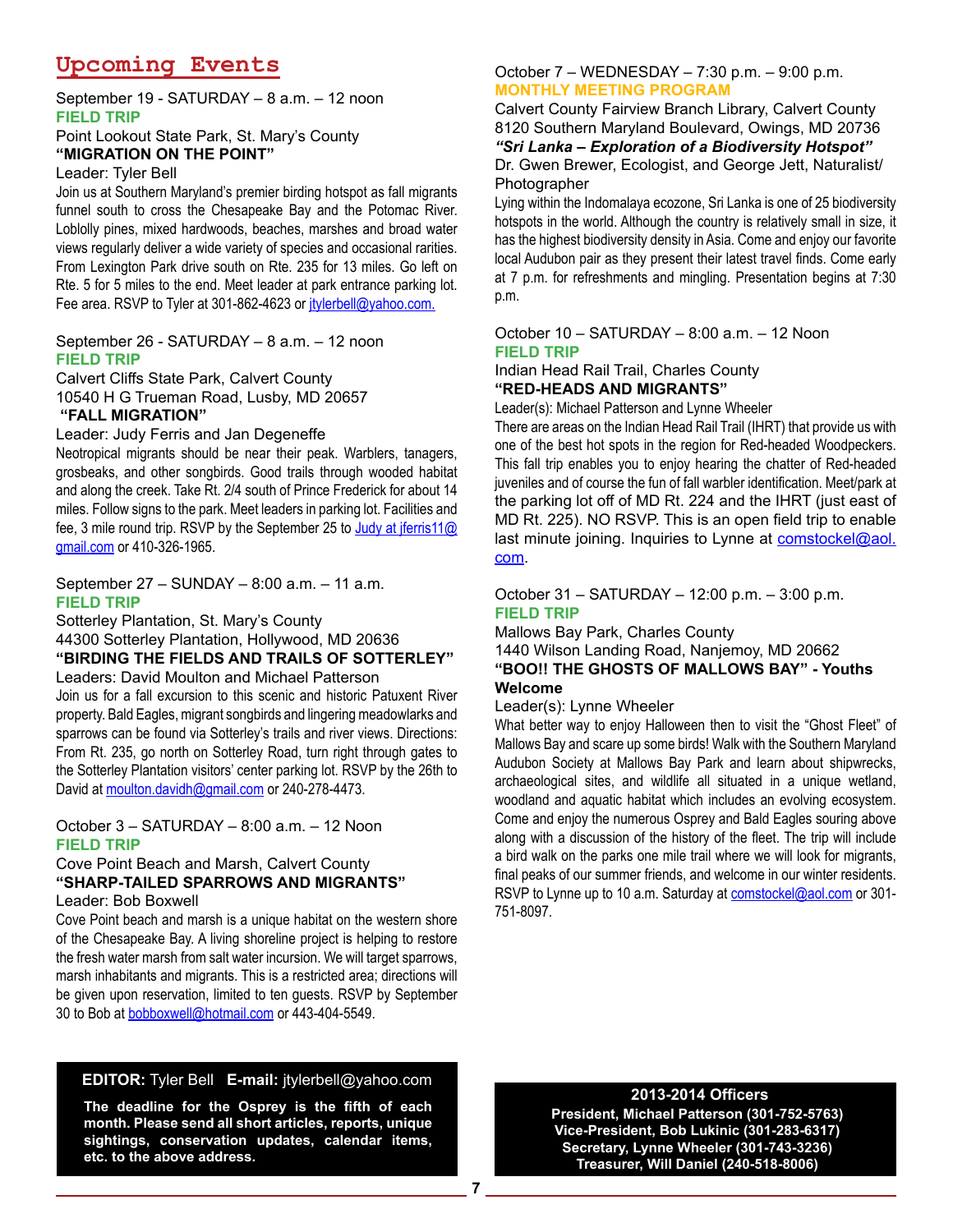# Upcoming Events

September 19 - SATURDAY – 8 a.m. – 12 noon
**FIELD TRIP**
Point Lookout State Park, St. Mary's County
**"MIGRATION ON THE POINT"**
Leader: Tyler Bell

Join us at Southern Maryland's premier birding hotspot as fall migrants funnel south to cross the Chesapeake Bay and the Potomac River. Loblolly pines, mixed hardwoods, beaches, marshes and broad water views regularly deliver a wide variety of species and occasional rarities. From Lexington Park drive south on Rte. 235 for 13 miles. Go left on Rte. 5 for 5 miles to the end. Meet leader at park entrance parking lot. Fee area. RSVP to Tyler at 301-862-4623 or jtylerbell@yahoo.com.

September 26 - SATURDAY – 8 a.m. – 12 noon
**FIELD TRIP**
Calvert Cliffs State Park, Calvert County
10540 H G Trueman Road, Lusby, MD 20657
**"FALL MIGRATION"**
Leader: Judy Ferris and Jan Degeneffe

Neotropical migrants should be near their peak. Warblers, tanagers, grosbeaks, and other songbirds. Good trails through wooded habitat and along the creek. Take Rt. 2/4 south of Prince Frederick for about 14 miles. Follow signs to the park. Meet leaders in parking lot. Facilities and fee, 3 mile round trip. RSVP by the September 25 to Judy at jferris11@gmail.com or 410-326-1965.

September 27 – SUNDAY – 8:00 a.m. – 11 a.m.
**FIELD TRIP**
Sotterley Plantation, St. Mary's County
44300 Sotterley Plantation, Hollywood, MD 20636
**"BIRDING THE FIELDS AND TRAILS OF SOTTERLEY"**
Leaders: David Moulton and Michael Patterson

Join us for a fall excursion to this scenic and historic Patuxent River property. Bald Eagles, migrant songbirds and lingering meadowlarks and sparrows can be found via Sotterley's trails and river views. Directions: From Rt. 235, go north on Sotterley Road, turn right through gates to the Sotterley Plantation visitors' center parking lot. RSVP by the 26th to David at moulton.davidh@gmail.com or 240-278-4473.

October 3 – SATURDAY – 8:00 a.m. – 12 Noon
**FIELD TRIP**
Cove Point Beach and Marsh, Calvert County
**"SHARP-TAILED SPARROWS AND MIGRANTS"**
Leader: Bob Boxwell

Cove Point beach and marsh is a unique habitat on the western shore of the Chesapeake Bay. A living shoreline project is helping to restore the fresh water marsh from salt water incursion. We will target sparrows, marsh inhabitants and migrants. This is a restricted area; directions will be given upon reservation, limited to ten guests. RSVP by September 30 to Bob at bobboxwell@hotmail.com or 443-404-5549.

October 7 – WEDNESDAY – 7:30 p.m. – 9:00 p.m.
**MONTHLY MEETING PROGRAM**
Calvert County Fairview Branch Library, Calvert County
8120 Southern Maryland Boulevard, Owings, MD 20736
***"Sri Lanka – Exploration of a Biodiversity Hotspot"***
Dr. Gwen Brewer, Ecologist, and George Jett, Naturalist/Photographer

Lying within the Indomalaya ecozone, Sri Lanka is one of 25 biodiversity hotspots in the world. Although the country is relatively small in size, it has the highest biodiversity density in Asia. Come and enjoy our favorite local Audubon pair as they present their latest travel finds. Come early at 7 p.m. for refreshments and mingling. Presentation begins at 7:30 p.m.

October 10 – SATURDAY – 8:00 a.m. – 12 Noon
**FIELD TRIP**
Indian Head Rail Trail, Charles County
**"RED-HEADS AND MIGRANTS"**
Leader(s): Michael Patterson and Lynne Wheeler

There are areas on the Indian Head Rail Trail (IHRT) that provide us with one of the best hot spots in the region for Red-headed Woodpeckers. This fall trip enables you to enjoy hearing the chatter of Red-headed juveniles and of course the fun of fall warbler identification. Meet/park at the parking lot off of MD Rt. 224 and the IHRT (just east of MD Rt. 225). NO RSVP. This is an open field trip to enable last minute joining. Inquiries to Lynne at comstockel@aol.com.

October 31 – SATURDAY – 12:00 p.m. – 3:00 p.m.
**FIELD TRIP**
Mallows Bay Park, Charles County
1440 Wilson Landing Road, Nanjemoy, MD 20662
**"BOO!! THE GHOSTS OF MALLOWS BAY" - Youths Welcome**
Leader(s): Lynne Wheeler

What better way to enjoy Halloween then to visit the "Ghost Fleet" of Mallows Bay and scare up some birds! Walk with the Southern Maryland Audubon Society at Mallows Bay Park and learn about shipwrecks, archaeological sites, and wildlife all situated in a unique wetland, woodland and aquatic habitat which includes an evolving ecosystem. Come and enjoy the numerous Osprey and Bald Eagles souring above along with a discussion of the history of the fleet. The trip will include a bird walk on the parks one mile trail where we will look for migrants, final peaks of our summer friends, and welcome in our winter residents. RSVP to Lynne up to 10 a.m. Saturday at comstockel@aol.com or 301-751-8097.

**EDITOR:** Tyler Bell **E-mail:** jtylerbell@yahoo.com

**The deadline for the Osprey is the fifth of each month. Please send all short articles, reports, unique sightings, conservation updates, calendar items, etc. to the above address.**

**2013-2014 Officers**
**President, Michael Patterson (301-752-5763)**
**Vice-President, Bob Lukinic (301-283-6317)**
**Secretary, Lynne Wheeler (301-743-3236)**
**Treasurer, Will Daniel (240-518-8006)**